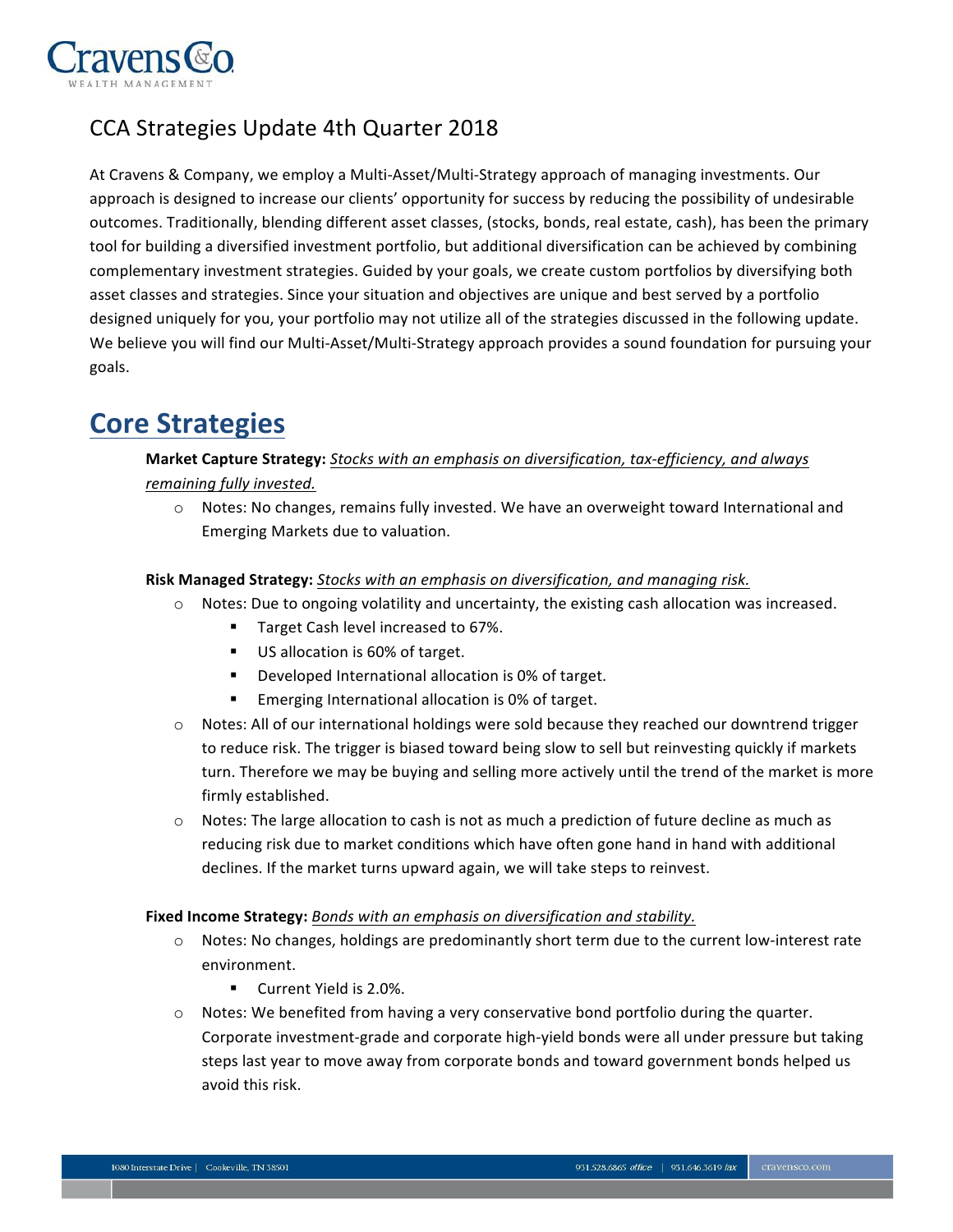# CCA Strategies Update 4th Quarter 2018

At Cravens & Company, we employ a Multi-Asset/Multi-Strategy approach of managing investments. Our approach is designed to increase our clients' opportunity for success by reducing the possibility of undesirable outcomes. Traditionally, blending different asset classes, (stocks, bonds, real estate, cash), has been the primary tool for building a diversified investment portfolio, but additional diversification can be achieved by combining complementary investment strategies. Guided by your goals, we create custom portfolios by diversifying both asset classes and strategies. Since your situation and objectives are unique and best served by a portfolio designed uniquely for you, your portfolio may not utilize all of the strategies discussed in the following update. We believe you will find our Multi-Asset/Multi-Strategy approach provides a sound foundation for pursuing your goals.

## Core Strategies

**Market Capture Strategy:** *Stocks with an emphasis on diversification, tax-efficiency, and always remaining fully invested.*

- Notes: No changes, remains fully invested. We have an overweight toward International and Emerging Markets due to valuation.

**Risk Managed Strategy:** *Stocks with an emphasis on diversification, and managing risk.*

- Notes: Due to ongoing volatility and uncertainty, the existing cash allocation was increased.
  - Target Cash level increased to 67%.
  - US allocation is 60% of target.
  - Developed International allocation is 0% of target.
  - Emerging International allocation is 0% of target.
- Notes: All of our international holdings were sold because they reached our downtrend trigger to reduce risk. The trigger is biased toward being slow to sell but reinvesting quickly if markets turn. Therefore we may be buying and selling more actively until the trend of the market is more firmly established.
- Notes: The large allocation to cash is not as much a prediction of future decline as much as reducing risk due to market conditions which have often gone hand in hand with additional declines. If the market turns upward again, we will take steps to reinvest.

**Fixed Income Strategy:** *Bonds with an emphasis on diversification and stability.*

- Notes: No changes, holdings are predominantly short term due to the current low-interest rate environment.
  - Current Yield is 2.0%.
- Notes: We benefited from having a very conservative bond portfolio during the quarter. Corporate investment-grade and corporate high-yield bonds were all under pressure but taking steps last year to move away from corporate bonds and toward government bonds helped us avoid this risk.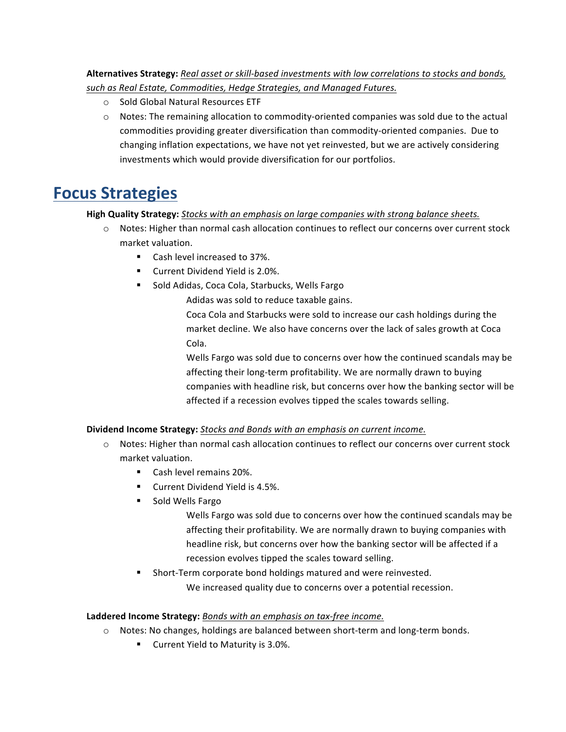**Alternatives Strategy:** *Real asset or skill-based investments with low correlations to stocks and bonds, such as Real Estate, Commodities, Hedge Strategies, and Managed Futures.*

- Sold Global Natural Resources ETF
- Notes: The remaining allocation to commodity-oriented companies was sold due to the actual commodities providing greater diversification than commodity-oriented companies. Due to changing inflation expectations, we have not yet reinvested, but we are actively considering investments which would provide diversification for our portfolios.

# Focus Strategies

**High Quality Strategy:** *Stocks with an emphasis on large companies with strong balance sheets.*

- Notes: Higher than normal cash allocation continues to reflect our concerns over current stock market valuation.
  - Cash level increased to 37%.
  - Current Dividend Yield is 2.0%.
  - Sold Adidas, Coca Cola, Starbucks, Wells Fargo

    Adidas was sold to reduce taxable gains.

    Coca Cola and Starbucks were sold to increase our cash holdings during the market decline. We also have concerns over the lack of sales growth at Coca Cola.

    Wells Fargo was sold due to concerns over how the continued scandals may be affecting their long-term profitability. We are normally drawn to buying companies with headline risk, but concerns over how the banking sector will be affected if a recession evolves tipped the scales towards selling.

**Dividend Income Strategy:** *Stocks and Bonds with an emphasis on current income.*

- Notes: Higher than normal cash allocation continues to reflect our concerns over current stock market valuation.
  - Cash level remains 20%.
  - Current Dividend Yield is 4.5%.
  - Sold Wells Fargo

    Wells Fargo was sold due to concerns over how the continued scandals may be affecting their profitability. We are normally drawn to buying companies with headline risk, but concerns over how the banking sector will be affected if a recession evolves tipped the scales toward selling.
  - Short-Term corporate bond holdings matured and were reinvested.

    We increased quality due to concerns over a potential recession.

**Laddered Income Strategy:** *Bonds with an emphasis on tax-free income.*

- Notes: No changes, holdings are balanced between short-term and long-term bonds.
  - Current Yield to Maturity is 3.0%.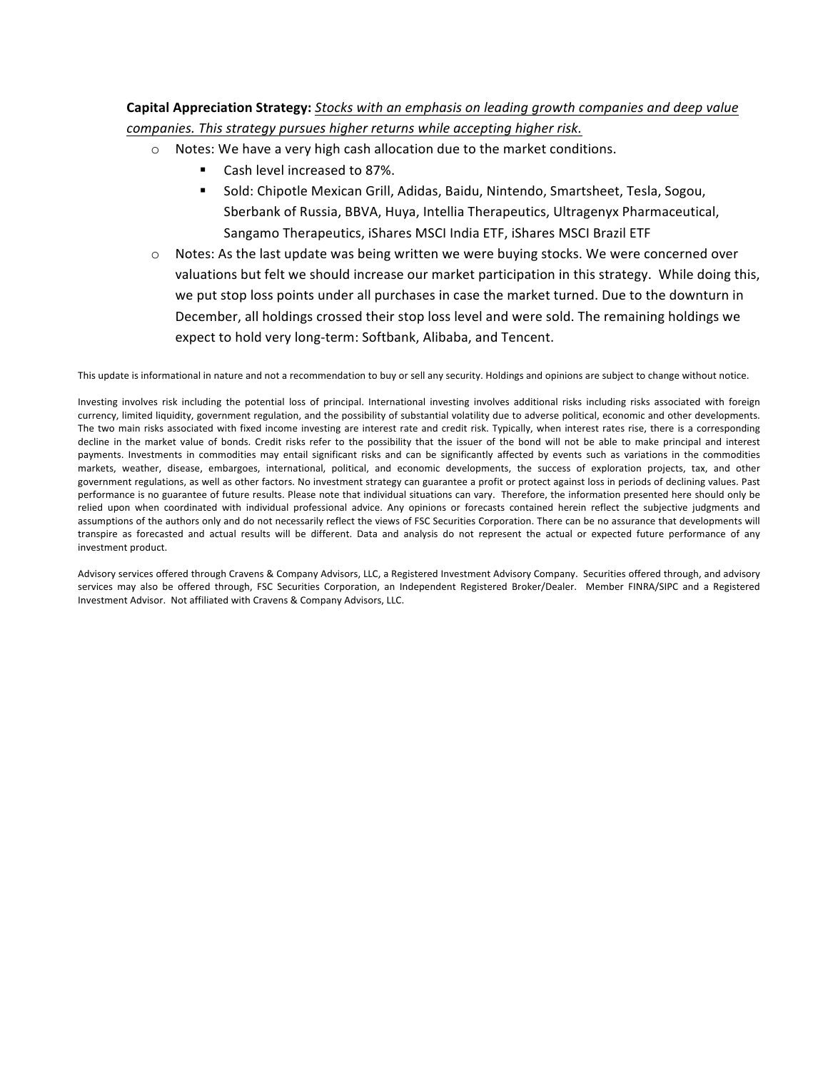**Capital Appreciation Strategy:** _Stocks with an emphasis on leading growth companies and deep value companies. This strategy pursues higher returns while accepting higher risk._

- Notes: We have a very high cash allocation due to the market conditions.
  - Cash level increased to 87%.
  - Sold: Chipotle Mexican Grill, Adidas, Baidu, Nintendo, Smartsheet, Tesla, Sogou, Sberbank of Russia, BBVA, Huya, Intellia Therapeutics, Ultragenyx Pharmaceutical, Sangamo Therapeutics, iShares MSCI India ETF, iShares MSCI Brazil ETF
- Notes: As the last update was being written we were buying stocks. We were concerned over valuations but felt we should increase our market participation in this strategy. While doing this, we put stop loss points under all purchases in case the market turned. Due to the downturn in December, all holdings crossed their stop loss level and were sold. The remaining holdings we expect to hold very long-term: Softbank, Alibaba, and Tencent.

This update is informational in nature and not a recommendation to buy or sell any security. Holdings and opinions are subject to change without notice.

Investing involves risk including the potential loss of principal. International investing involves additional risks including risks associated with foreign currency, limited liquidity, government regulation, and the possibility of substantial volatility due to adverse political, economic and other developments. The two main risks associated with fixed income investing are interest rate and credit risk. Typically, when interest rates rise, there is a corresponding decline in the market value of bonds. Credit risks refer to the possibility that the issuer of the bond will not be able to make principal and interest payments. Investments in commodities may entail significant risks and can be significantly affected by events such as variations in the commodities markets, weather, disease, embargoes, international, political, and economic developments, the success of exploration projects, tax, and other government regulations, as well as other factors. No investment strategy can guarantee a profit or protect against loss in periods of declining values. Past performance is no guarantee of future results. Please note that individual situations can vary. Therefore, the information presented here should only be relied upon when coordinated with individual professional advice. Any opinions or forecasts contained herein reflect the subjective judgments and assumptions of the authors only and do not necessarily reflect the views of FSC Securities Corporation. There can be no assurance that developments will transpire as forecasted and actual results will be different. Data and analysis do not represent the actual or expected future performance of any investment product.

Advisory services offered through Cravens & Company Advisors, LLC, a Registered Investment Advisory Company. Securities offered through, and advisory services may also be offered through, FSC Securities Corporation, an Independent Registered Broker/Dealer. Member FINRA/SIPC and a Registered Investment Advisor. Not affiliated with Cravens & Company Advisors, LLC.